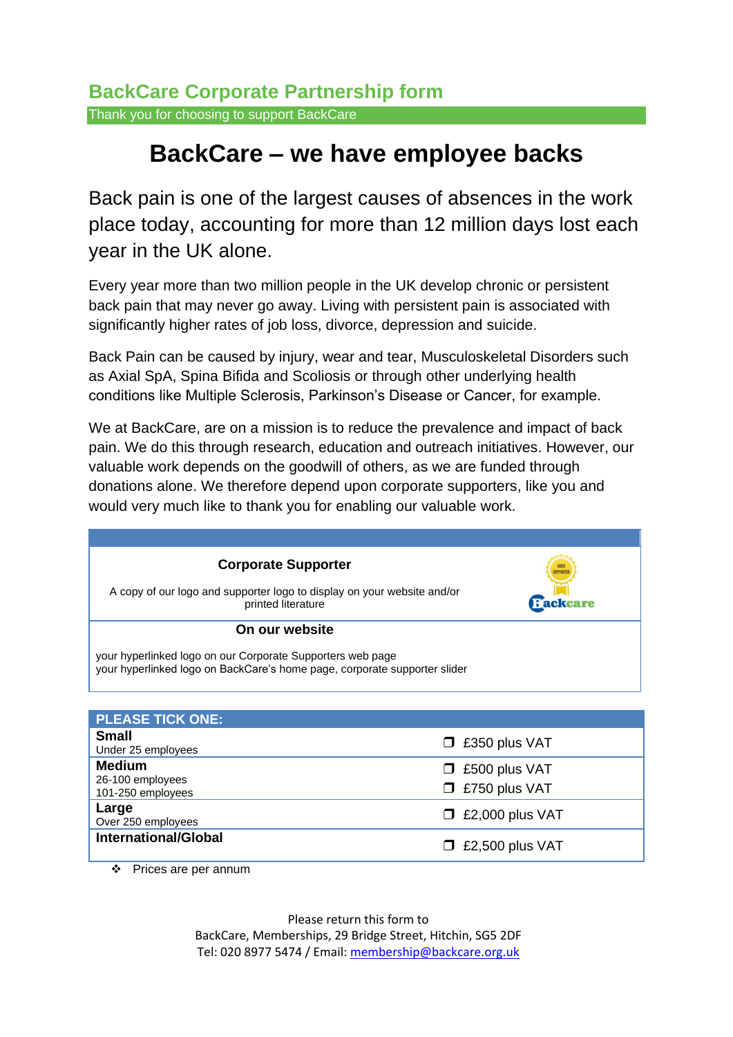## BackCare Corporate Partnership form

Thank you for choosing to support BackCare

# BackCare – we have employee backs

Back pain is one of the largest causes of absences in the work place today, accounting for more than 12 million days lost each year in the UK alone.

Every year more than two million people in the UK develop chronic or persistent back pain that may never go away. Living with persistent pain is associated with significantly higher rates of job loss, divorce, depression and suicide.

Back Pain can be caused by injury, wear and tear, Musculoskeletal Disorders such as Axial SpA, Spina Bifida and Scoliosis or through other underlying health conditions like Multiple Sclerosis, Parkinson's Disease or Cancer, for example.

We at BackCare, are on a mission is to reduce the prevalence and impact of back pain. We do this through research, education and outreach initiatives. However, our valuable work depends on the goodwill of others, as we are funded through donations alone. We therefore depend upon corporate supporters, like you and would very much like to thank you for enabling our valuable work.

**Corporate Supporter**

A copy of our logo and supporter logo to display on your website and/or printed literature

**On our website**

your hyperlinked logo on our Corporate Supporters web page
your hyperlinked logo on BackCare's home page, corporate supporter slider

| PLEASE TICK ONE: | |
|---|---|
| **Small**<br>Under 25 employees | ❒ £350 plus VAT |
| **Medium**<br>26-100 employees<br>101-250 employees | ❒ £500 plus VAT<br>❒ £750 plus VAT |
| **Large**<br>Over 250 employees | ❒ £2,000 plus VAT |
| **International/Global** | ❒ £2,500 plus VAT |

- Prices are per annum

Please return this form to
BackCare, Memberships, 29 Bridge Street, Hitchin, SG5 2DF
Tel: 020 8977 5474 / Email: membership@backcare.org.uk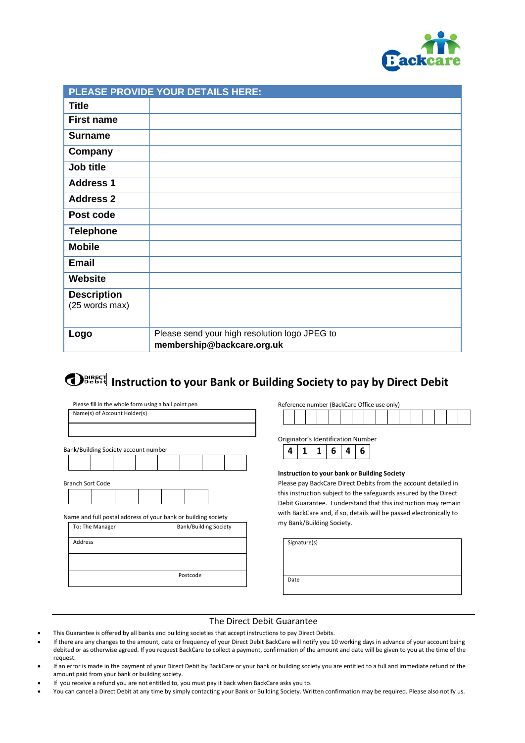| PLEASE PROVIDE YOUR DETAILS HERE: | |
|---|---|
| **Title** | |
| **First name** | |
| **Surname** | |
| **Company** | |
| **Job title** | |
| **Address 1** | |
| **Address 2** | |
| **Post code** | |
| **Telephone** | |
| **Mobile** | |
| **Email** | |
| **Website** | |
| **Description** (25 words max) | |
| **Logo** | Please send your high resolution logo JPEG to **membership@backcare.org.uk** |

## Instruction to your Bank or Building Society to pay by Direct Debit

Please fill in the whole form using a ball point pen

Name(s) of Account Holder(s)

Bank/Building Society account number

| | | | | | | | |
|---|---|---|---|---|---|---|---|
| | | | | | | | |

Branch Sort Code

| | | | | | |
|---|---|---|---|---|---|
| | | | | | |

Name and full postal address of your bank or building society

To: The Manager — Bank/Building Society

Address

Postcode

Reference number (BackCare Office use only)

Originator's Identification Number

| | | | | | |
|---|---|---|---|---|---|
| 4 | 1 | 1 | 6 | 4 | 6 |

**Instruction to your bank or Building Society**

Please pay BackCare Direct Debits from the account detailed in this instruction subject to the safeguards assured by the Direct Debit Guarantee. I understand that this instruction may remain with BackCare and, if so, details will be passed electronically to my Bank/Building Society.

Signature(s)

Date

### The Direct Debit Guarantee

- This Guarantee is offered by all banks and building societies that accept instructions to pay Direct Debits.
- If there are any changes to the amount, date or frequency of your Direct Debit BackCare will notify you 10 working days in advance of your account being debited or as otherwise agreed. If you request BackCare to collect a payment, confirmation of the amount and date will be given to you at the time of the request.
- If an error is made in the payment of your Direct Debit by BackCare or your bank or building society you are entitled to a full and immediate refund of the amount paid from your bank or building society.
- If you receive a refund you are not entitled to, you must pay it back when BackCare asks you to.
- You can cancel a Direct Debit at any time by simply contacting your Bank or Building Society. Written confirmation may be required. Please also notify us.